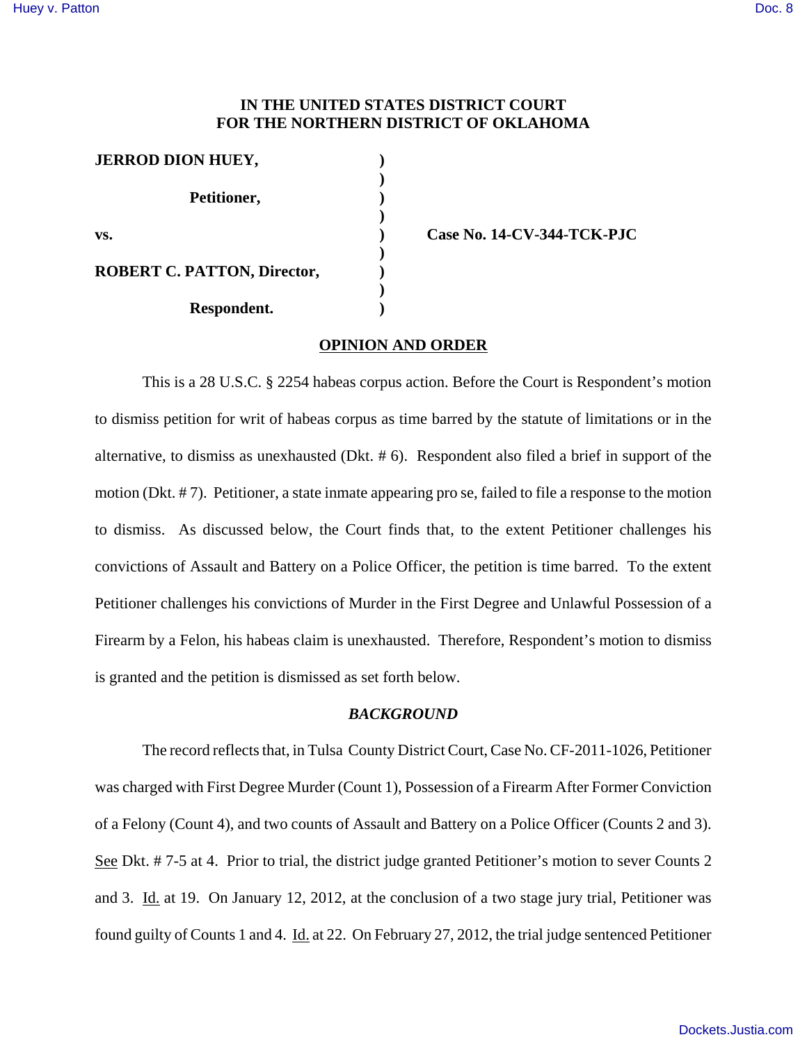# IN THE UNITED STATES DISTRICT COURT FOR THE NORTHERN DISTRICT OF OKLAHOMA

| | | |
|---|---|---|
| **JERROD DION HUEY,** | ) | |
| | ) | |
| **Petitioner,** | ) | |
| | ) | |
| **vs.** | ) | **Case No. 14-CV-344-TCK-PJC** |
| | ) | |
| **ROBERT C. PATTON, Director,** | ) | |
| | ) | |
| **Respondent.** | ) | |

## OPINION AND ORDER

This is a 28 U.S.C. § 2254 habeas corpus action. Before the Court is Respondent's motion to dismiss petition for writ of habeas corpus as time barred by the statute of limitations or in the alternative, to dismiss as unexhausted (Dkt. # 6). Respondent also filed a brief in support of the motion (Dkt. # 7). Petitioner, a state inmate appearing pro se, failed to file a response to the motion to dismiss. As discussed below, the Court finds that, to the extent Petitioner challenges his convictions of Assault and Battery on a Police Officer, the petition is time barred. To the extent Petitioner challenges his convictions of Murder in the First Degree and Unlawful Possession of a Firearm by a Felon, his habeas claim is unexhausted. Therefore, Respondent's motion to dismiss is granted and the petition is dismissed as set forth below.

### *BACKGROUND*

The record reflects that, in Tulsa County District Court, Case No. CF-2011-1026, Petitioner was charged with First Degree Murder (Count 1), Possession of a Firearm After Former Conviction of a Felony (Count 4), and two counts of Assault and Battery on a Police Officer (Counts 2 and 3). See Dkt. # 7-5 at 4. Prior to trial, the district judge granted Petitioner's motion to sever Counts 2 and 3. Id. at 19. On January 12, 2012, at the conclusion of a two stage jury trial, Petitioner was found guilty of Counts 1 and 4. Id. at 22. On February 27, 2012, the trial judge sentenced Petitioner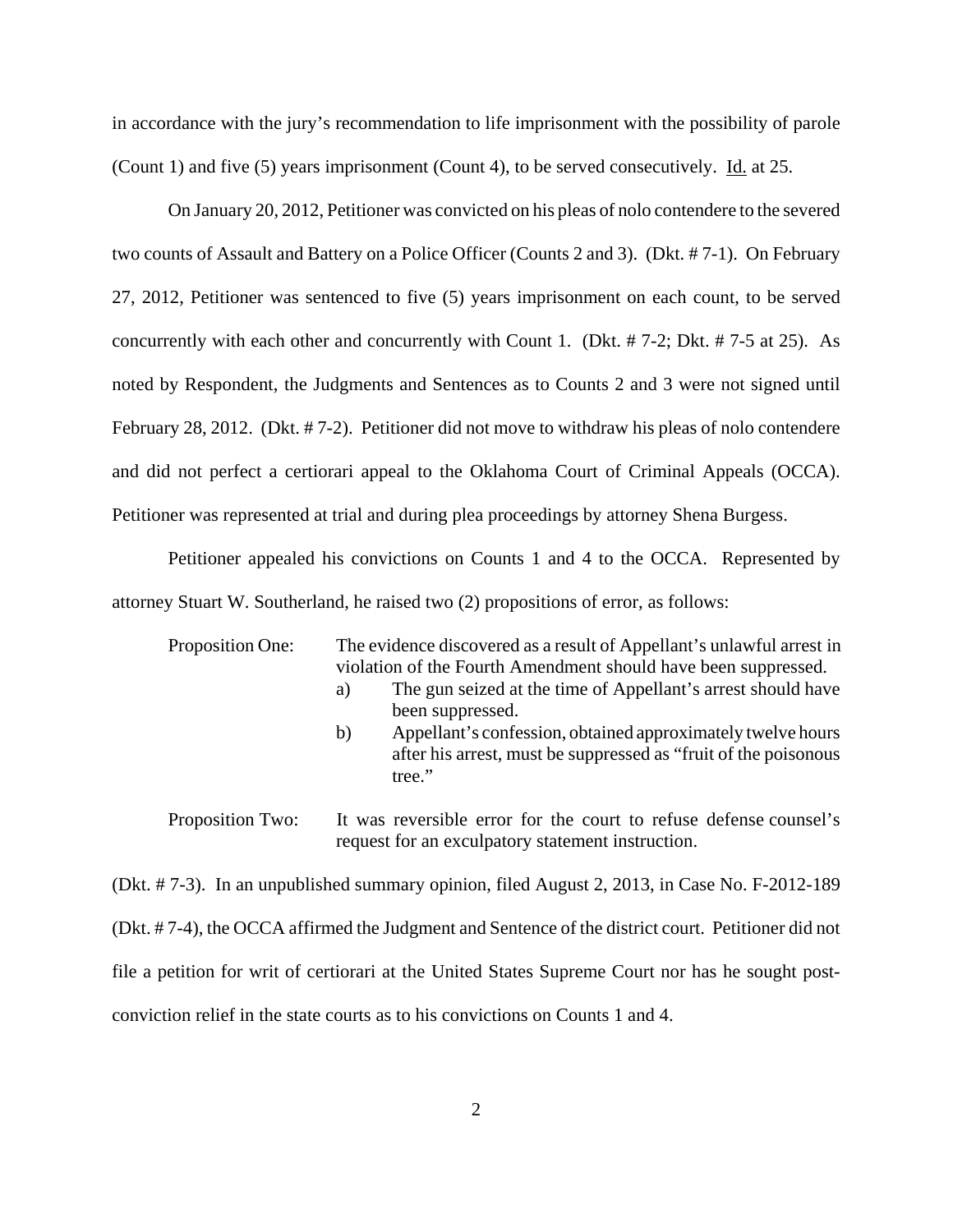in accordance with the jury's recommendation to life imprisonment with the possibility of parole (Count 1) and five (5) years imprisonment (Count 4), to be served consecutively. Id. at 25.

On January 20, 2012, Petitioner was convicted on his pleas of nolo contendere to the severed two counts of Assault and Battery on a Police Officer (Counts 2 and 3). (Dkt. # 7-1). On February 27, 2012, Petitioner was sentenced to five (5) years imprisonment on each count, to be served concurrently with each other and concurrently with Count 1. (Dkt. # 7-2; Dkt. # 7-5 at 25). As noted by Respondent, the Judgments and Sentences as to Counts 2 and 3 were not signed until February 28, 2012. (Dkt. # 7-2). Petitioner did not move to withdraw his pleas of nolo contendere and did not perfect a certiorari appeal to the Oklahoma Court of Criminal Appeals (OCCA). Petitioner was represented at trial and during plea proceedings by attorney Shena Burgess.

Petitioner appealed his convictions on Counts 1 and 4 to the OCCA. Represented by attorney Stuart W. Southerland, he raised two (2) propositions of error, as follows:

Proposition One: The evidence discovered as a result of Appellant's unlawful arrest in violation of the Fourth Amendment should have been suppressed.

a) The gun seized at the time of Appellant's arrest should have been suppressed.

b) Appellant's confession, obtained approximately twelve hours after his arrest, must be suppressed as "fruit of the poisonous tree."

Proposition Two: It was reversible error for the court to refuse defense counsel's request for an exculpatory statement instruction.

(Dkt. # 7-3). In an unpublished summary opinion, filed August 2, 2013, in Case No. F-2012-189 (Dkt. # 7-4), the OCCA affirmed the Judgment and Sentence of the district court. Petitioner did not file a petition for writ of certiorari at the United States Supreme Court nor has he sought post-conviction relief in the state courts as to his convictions on Counts 1 and 4.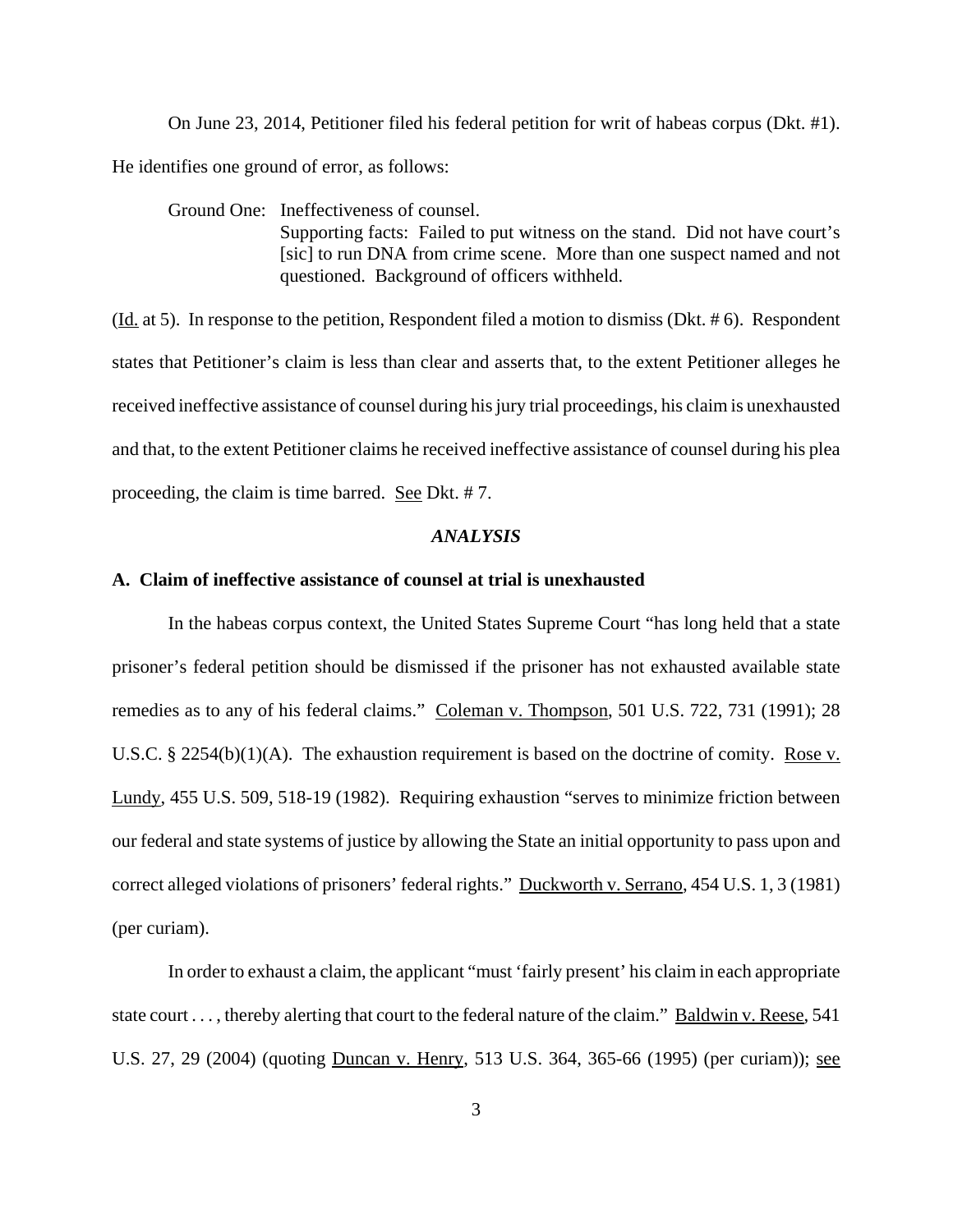On June 23, 2014, Petitioner filed his federal petition for writ of habeas corpus (Dkt. #1). He identifies one ground of error, as follows:

> Ground One: Ineffectiveness of counsel.
> Supporting facts: Failed to put witness on the stand. Did not have court's [sic] to run DNA from crime scene. More than one suspect named and not questioned. Background of officers withheld.

(Id. at 5). In response to the petition, Respondent filed a motion to dismiss (Dkt. # 6). Respondent states that Petitioner's claim is less than clear and asserts that, to the extent Petitioner alleges he received ineffective assistance of counsel during his jury trial proceedings, his claim is unexhausted and that, to the extent Petitioner claims he received ineffective assistance of counsel during his plea proceeding, the claim is time barred. See Dkt. # 7.

## *ANALYSIS*

### A. Claim of ineffective assistance of counsel at trial is unexhausted

In the habeas corpus context, the United States Supreme Court "has long held that a state prisoner's federal petition should be dismissed if the prisoner has not exhausted available state remedies as to any of his federal claims." Coleman v. Thompson, 501 U.S. 722, 731 (1991); 28 U.S.C. § 2254(b)(1)(A). The exhaustion requirement is based on the doctrine of comity. Rose v. Lundy, 455 U.S. 509, 518-19 (1982). Requiring exhaustion "serves to minimize friction between our federal and state systems of justice by allowing the State an initial opportunity to pass upon and correct alleged violations of prisoners' federal rights." Duckworth v. Serrano, 454 U.S. 1, 3 (1981) (per curiam).

In order to exhaust a claim, the applicant "must 'fairly present' his claim in each appropriate state court . . . , thereby alerting that court to the federal nature of the claim." Baldwin v. Reese, 541 U.S. 27, 29 (2004) (quoting Duncan v. Henry, 513 U.S. 364, 365-66 (1995) (per curiam)); see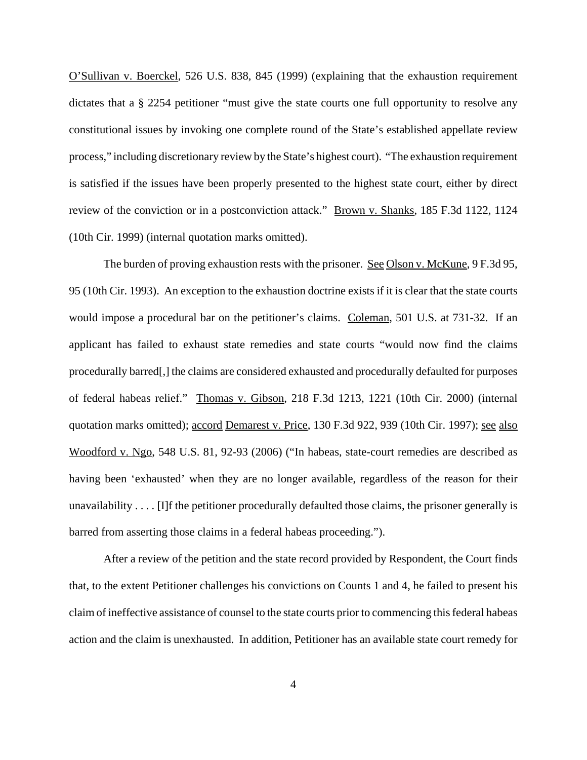O'Sullivan v. Boerckel, 526 U.S. 838, 845 (1999) (explaining that the exhaustion requirement dictates that a § 2254 petitioner "must give the state courts one full opportunity to resolve any constitutional issues by invoking one complete round of the State's established appellate review process," including discretionary review by the State's highest court). "The exhaustion requirement is satisfied if the issues have been properly presented to the highest state court, either by direct review of the conviction or in a postconviction attack." Brown v. Shanks, 185 F.3d 1122, 1124 (10th Cir. 1999) (internal quotation marks omitted).

The burden of proving exhaustion rests with the prisoner. See Olson v. McKune, 9 F.3d 95, 95 (10th Cir. 1993). An exception to the exhaustion doctrine exists if it is clear that the state courts would impose a procedural bar on the petitioner's claims. Coleman, 501 U.S. at 731-32. If an applicant has failed to exhaust state remedies and state courts "would now find the claims procedurally barred[,] the claims are considered exhausted and procedurally defaulted for purposes of federal habeas relief." Thomas v. Gibson, 218 F.3d 1213, 1221 (10th Cir. 2000) (internal quotation marks omitted); accord Demarest v. Price, 130 F.3d 922, 939 (10th Cir. 1997); see also Woodford v. Ngo, 548 U.S. 81, 92-93 (2006) ("In habeas, state-court remedies are described as having been 'exhausted' when they are no longer available, regardless of the reason for their unavailability . . . . [I]f the petitioner procedurally defaulted those claims, the prisoner generally is barred from asserting those claims in a federal habeas proceeding.").

After a review of the petition and the state record provided by Respondent, the Court finds that, to the extent Petitioner challenges his convictions on Counts 1 and 4, he failed to present his claim of ineffective assistance of counsel to the state courts prior to commencing this federal habeas action and the claim is unexhausted. In addition, Petitioner has an available state court remedy for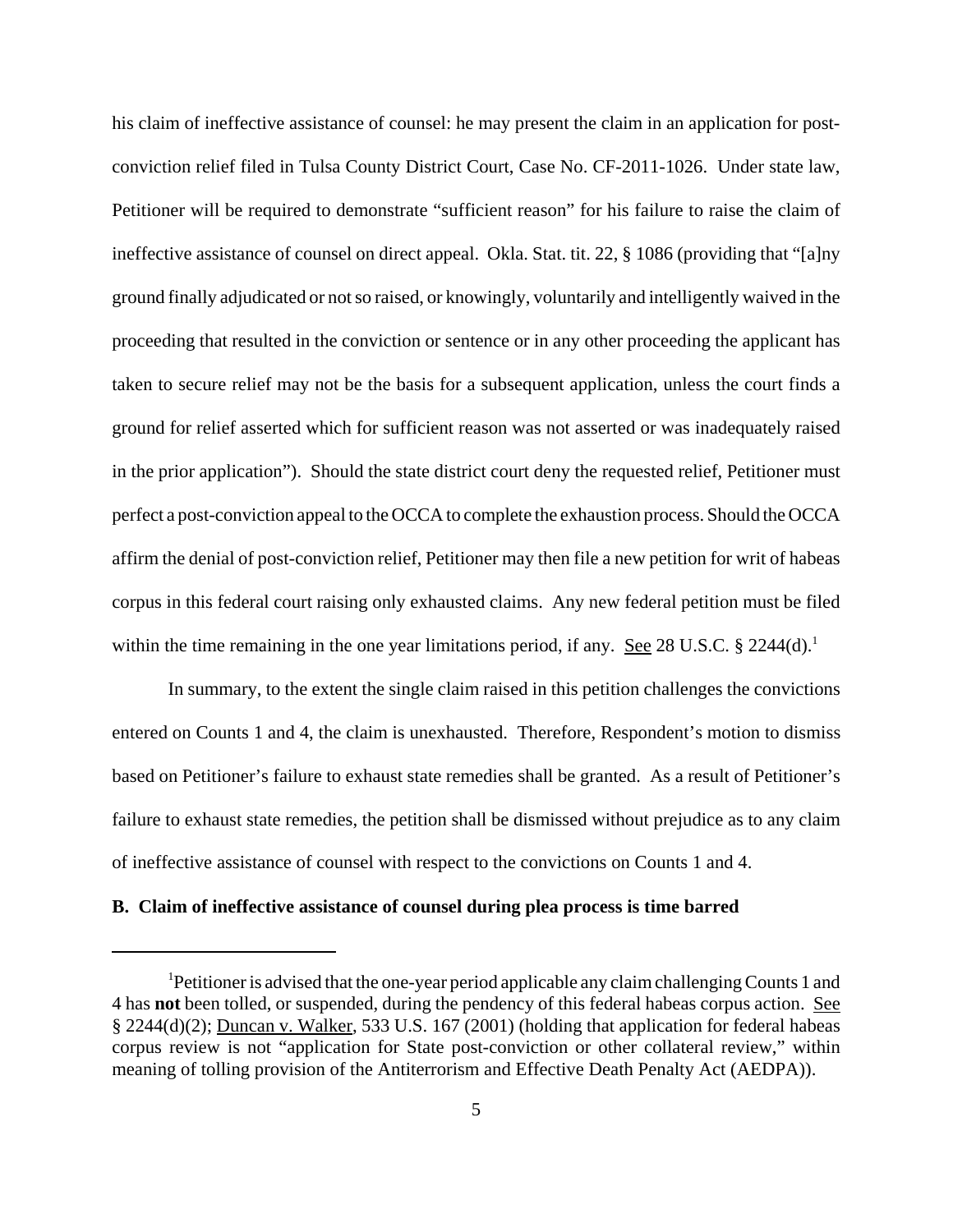his claim of ineffective assistance of counsel: he may present the claim in an application for post-conviction relief filed in Tulsa County District Court, Case No. CF-2011-1026. Under state law, Petitioner will be required to demonstrate "sufficient reason" for his failure to raise the claim of ineffective assistance of counsel on direct appeal. Okla. Stat. tit. 22, § 1086 (providing that "[a]ny ground finally adjudicated or not so raised, or knowingly, voluntarily and intelligently waived in the proceeding that resulted in the conviction or sentence or in any other proceeding the applicant has taken to secure relief may not be the basis for a subsequent application, unless the court finds a ground for relief asserted which for sufficient reason was not asserted or was inadequately raised in the prior application"). Should the state district court deny the requested relief, Petitioner must perfect a post-conviction appeal to the OCCA to complete the exhaustion process. Should the OCCA affirm the denial of post-conviction relief, Petitioner may then file a new petition for writ of habeas corpus in this federal court raising only exhausted claims. Any new federal petition must be filed within the time remaining in the one year limitations period, if any. See 28 U.S.C. § 2244(d).[1]

In summary, to the extent the single claim raised in this petition challenges the convictions entered on Counts 1 and 4, the claim is unexhausted. Therefore, Respondent's motion to dismiss based on Petitioner's failure to exhaust state remedies shall be granted. As a result of Petitioner's failure to exhaust state remedies, the petition shall be dismissed without prejudice as to any claim of ineffective assistance of counsel with respect to the convictions on Counts 1 and 4.

**B. Claim of ineffective assistance of counsel during plea process is time barred**

---

[1] Petitioner is advised that the one-year period applicable any claim challenging Counts 1 and 4 has **not** been tolled, or suspended, during the pendency of this federal habeas corpus action. See § 2244(d)(2); Duncan v. Walker, 533 U.S. 167 (2001) (holding that application for federal habeas corpus review is not "application for State post-conviction or other collateral review," within meaning of tolling provision of the Antiterrorism and Effective Death Penalty Act (AEDPA)).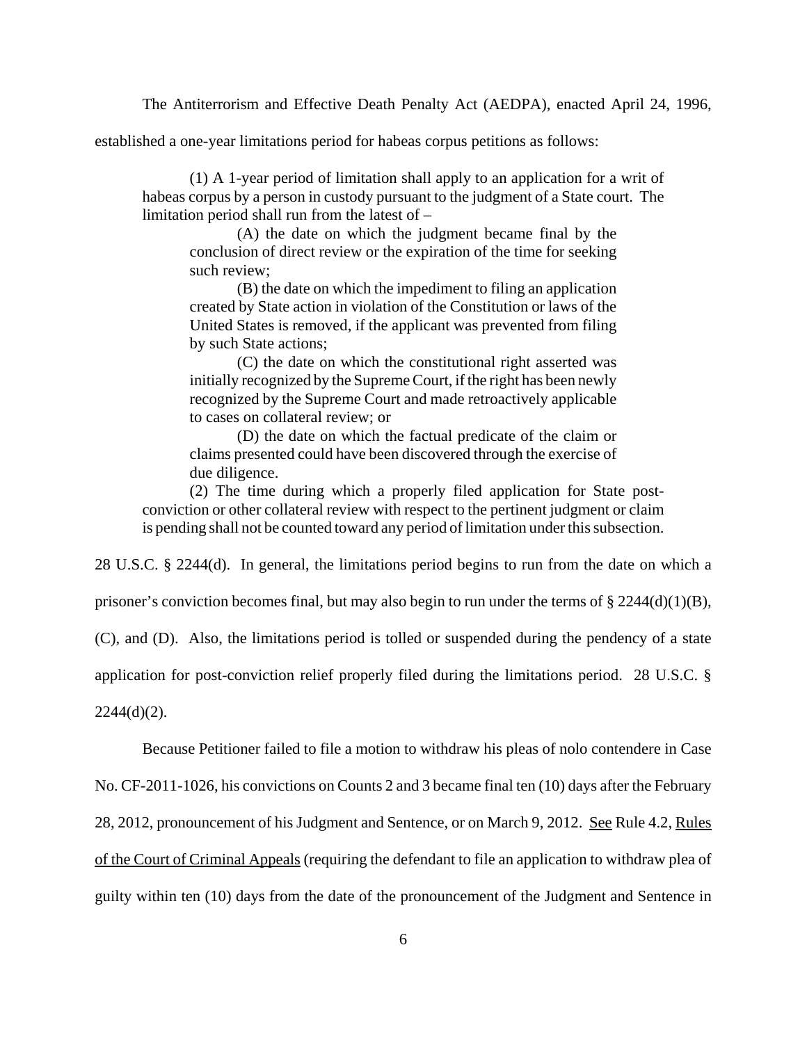The Antiterrorism and Effective Death Penalty Act (AEDPA), enacted April 24, 1996, established a one-year limitations period for habeas corpus petitions as follows:

> (1) A 1-year period of limitation shall apply to an application for a writ of habeas corpus by a person in custody pursuant to the judgment of a State court. The limitation period shall run from the latest of –
>
> > (A) the date on which the judgment became final by the conclusion of direct review or the expiration of the time for seeking such review;
> >
> > (B) the date on which the impediment to filing an application created by State action in violation of the Constitution or laws of the United States is removed, if the applicant was prevented from filing by such State actions;
> >
> > (C) the date on which the constitutional right asserted was initially recognized by the Supreme Court, if the right has been newly recognized by the Supreme Court and made retroactively applicable to cases on collateral review; or
> >
> > (D) the date on which the factual predicate of the claim or claims presented could have been discovered through the exercise of due diligence.
>
> (2) The time during which a properly filed application for State post-conviction or other collateral review with respect to the pertinent judgment or claim is pending shall not be counted toward any period of limitation under this subsection.

28 U.S.C. § 2244(d). In general, the limitations period begins to run from the date on which a prisoner's conviction becomes final, but may also begin to run under the terms of § 2244(d)(1)(B), (C), and (D). Also, the limitations period is tolled or suspended during the pendency of a state application for post-conviction relief properly filed during the limitations period. 28 U.S.C. § 2244(d)(2).

Because Petitioner failed to file a motion to withdraw his pleas of nolo contendere in Case No. CF-2011-1026, his convictions on Counts 2 and 3 became final ten (10) days after the February 28, 2012, pronouncement of his Judgment and Sentence, or on March 9, 2012. See Rule 4.2, Rules of the Court of Criminal Appeals (requiring the defendant to file an application to withdraw plea of guilty within ten (10) days from the date of the pronouncement of the Judgment and Sentence in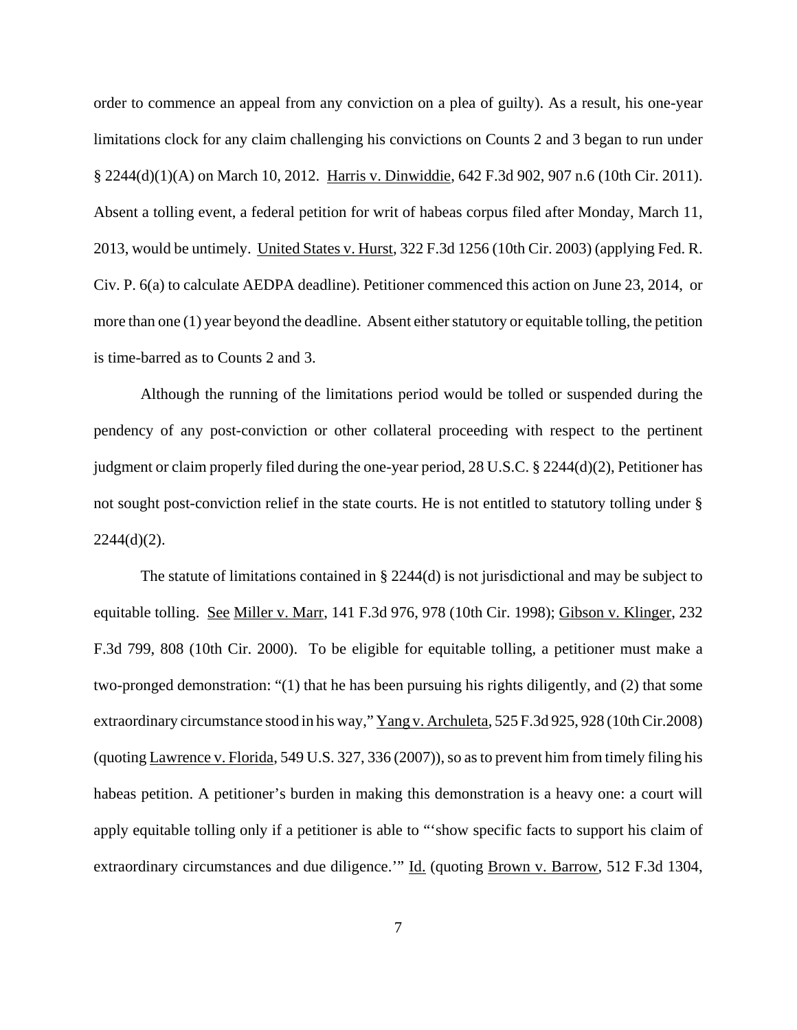order to commence an appeal from any conviction on a plea of guilty). As a result, his one-year limitations clock for any claim challenging his convictions on Counts 2 and 3 began to run under § 2244(d)(1)(A) on March 10, 2012. Harris v. Dinwiddie, 642 F.3d 902, 907 n.6 (10th Cir. 2011). Absent a tolling event, a federal petition for writ of habeas corpus filed after Monday, March 11, 2013, would be untimely. United States v. Hurst, 322 F.3d 1256 (10th Cir. 2003) (applying Fed. R. Civ. P. 6(a) to calculate AEDPA deadline). Petitioner commenced this action on June 23, 2014, or more than one (1) year beyond the deadline. Absent either statutory or equitable tolling, the petition is time-barred as to Counts 2 and 3.

Although the running of the limitations period would be tolled or suspended during the pendency of any post-conviction or other collateral proceeding with respect to the pertinent judgment or claim properly filed during the one-year period, 28 U.S.C. § 2244(d)(2), Petitioner has not sought post-conviction relief in the state courts. He is not entitled to statutory tolling under § 2244(d)(2).

The statute of limitations contained in § 2244(d) is not jurisdictional and may be subject to equitable tolling. See Miller v. Marr, 141 F.3d 976, 978 (10th Cir. 1998); Gibson v. Klinger, 232 F.3d 799, 808 (10th Cir. 2000). To be eligible for equitable tolling, a petitioner must make a two-pronged demonstration: "(1) that he has been pursuing his rights diligently, and (2) that some extraordinary circumstance stood in his way," Yang v. Archuleta, 525 F.3d 925, 928 (10th Cir.2008) (quoting Lawrence v. Florida, 549 U.S. 327, 336 (2007)), so as to prevent him from timely filing his habeas petition. A petitioner's burden in making this demonstration is a heavy one: a court will apply equitable tolling only if a petitioner is able to "'show specific facts to support his claim of extraordinary circumstances and due diligence.'" Id. (quoting Brown v. Barrow, 512 F.3d 1304,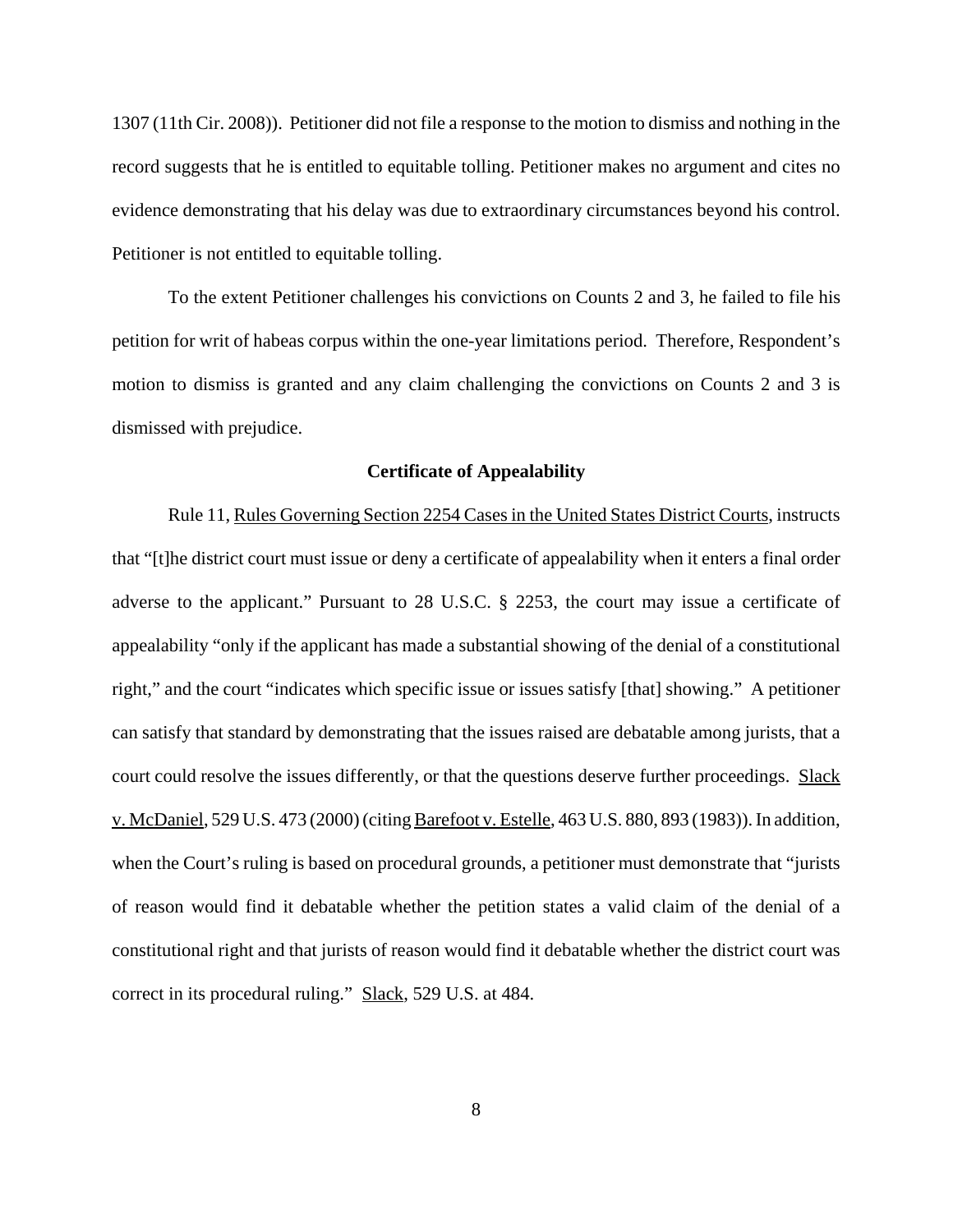1307 (11th Cir. 2008)). Petitioner did not file a response to the motion to dismiss and nothing in the record suggests that he is entitled to equitable tolling. Petitioner makes no argument and cites no evidence demonstrating that his delay was due to extraordinary circumstances beyond his control. Petitioner is not entitled to equitable tolling.

To the extent Petitioner challenges his convictions on Counts 2 and 3, he failed to file his petition for writ of habeas corpus within the one-year limitations period. Therefore, Respondent's motion to dismiss is granted and any claim challenging the convictions on Counts 2 and 3 is dismissed with prejudice.

**Certificate of Appealability**

Rule 11, Rules Governing Section 2254 Cases in the United States District Courts, instructs that "[t]he district court must issue or deny a certificate of appealability when it enters a final order adverse to the applicant." Pursuant to 28 U.S.C. § 2253, the court may issue a certificate of appealability "only if the applicant has made a substantial showing of the denial of a constitutional right," and the court "indicates which specific issue or issues satisfy [that] showing." A petitioner can satisfy that standard by demonstrating that the issues raised are debatable among jurists, that a court could resolve the issues differently, or that the questions deserve further proceedings. Slack v. McDaniel, 529 U.S. 473 (2000) (citing Barefoot v. Estelle, 463 U.S. 880, 893 (1983)). In addition, when the Court's ruling is based on procedural grounds, a petitioner must demonstrate that "jurists of reason would find it debatable whether the petition states a valid claim of the denial of a constitutional right and that jurists of reason would find it debatable whether the district court was correct in its procedural ruling." Slack, 529 U.S. at 484.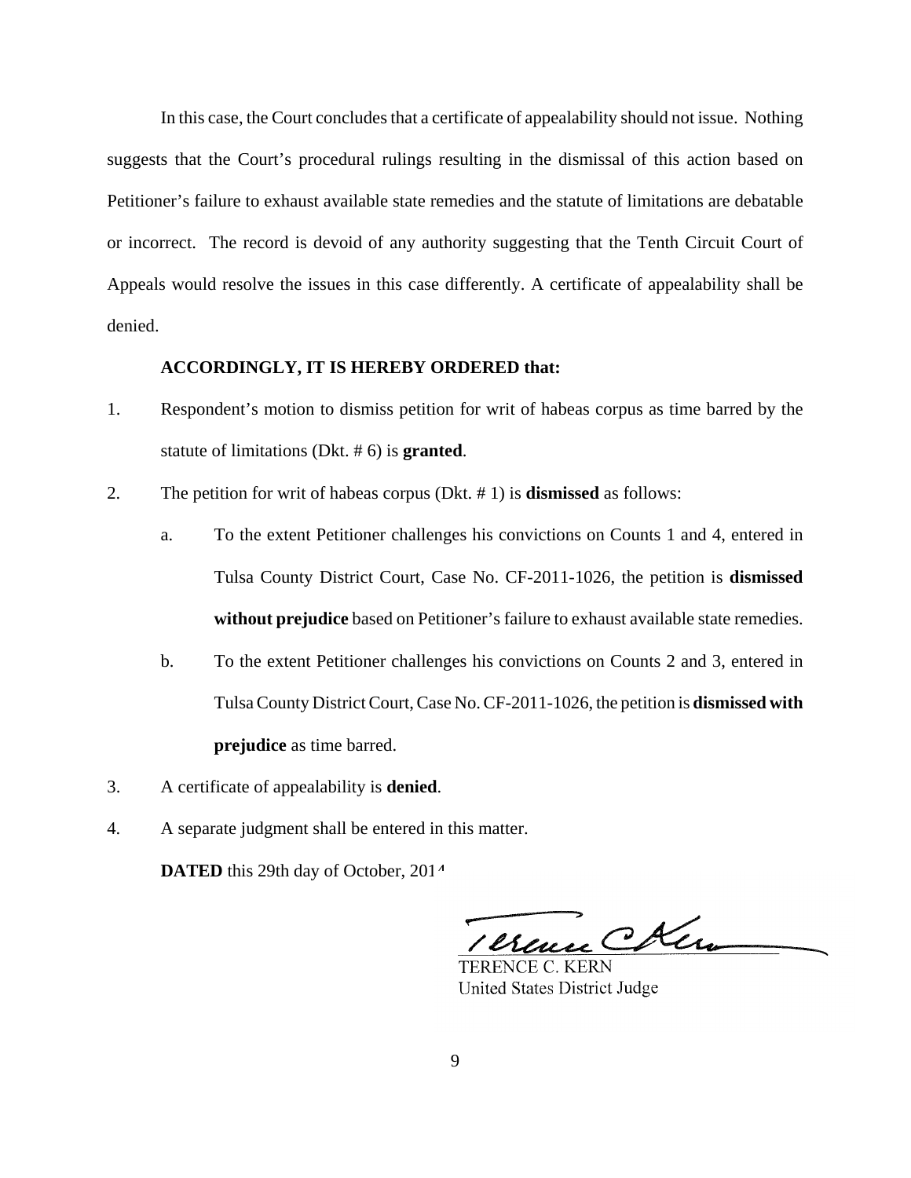In this case, the Court concludes that a certificate of appealability should not issue. Nothing suggests that the Court's procedural rulings resulting in the dismissal of this action based on Petitioner's failure to exhaust available state remedies and the statute of limitations are debatable or incorrect. The record is devoid of any authority suggesting that the Tenth Circuit Court of Appeals would resolve the issues in this case differently. A certificate of appealability shall be denied.

**ACCORDINGLY, IT IS HEREBY ORDERED that:**

1. Respondent's motion to dismiss petition for writ of habeas corpus as time barred by the statute of limitations (Dkt. # 6) is **granted**.
2. The petition for writ of habeas corpus (Dkt. # 1) is **dismissed** as follows:
   a. To the extent Petitioner challenges his convictions on Counts 1 and 4, entered in Tulsa County District Court, Case No. CF-2011-1026, the petition is **dismissed without prejudice** based on Petitioner's failure to exhaust available state remedies.
   b. To the extent Petitioner challenges his convictions on Counts 2 and 3, entered in Tulsa County District Court, Case No. CF-2011-1026, the petition is **dismissed with prejudice** as time barred.
3. A certificate of appealability is **denied**.
4. A separate judgment shall be entered in this matter.

**DATED** this 29th day of October, 2014

TERENCE C. KERN
United States District Judge